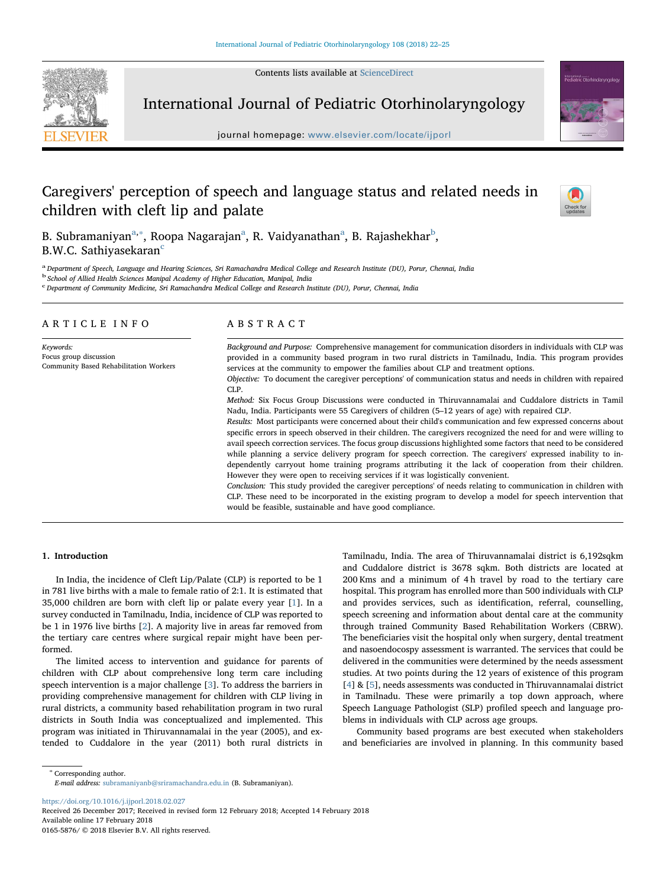Contents lists available at ScienceDirect

# International Journal of Pediatric Otorhinolaryngology

journal homepage: www.elsevier.com/locate/ijporl

# Caregivers' perception of speech and language status and related needs in children with cleft lip and palate

B. Subramaniyan[a,*], Roopa Nagarajan[a], R. Vaidyanathan[a], B. Rajashekhar[b], B.W.C. Sathiyasekaran[c]

[a] Department of Speech, Language and Hearing Sciences, Sri Ramachandra Medical College and Research Institute (DU), Porur, Chennai, India
[b] School of Allied Health Sciences Manipal Academy of Higher Education, Manipal, India
[c] Department of Community Medicine, Sri Ramachandra Medical College and Research Institute (DU), Porur, Chennai, India

## ARTICLE INFO

*Keywords:*
Focus group discussion
Community Based Rehabilitation Workers

## ABSTRACT

*Background and Purpose:* Comprehensive management for communication disorders in individuals with CLP was provided in a community based program in two rural districts in Tamilnadu, India. This program provides services at the community to empower the families about CLP and treatment options.

*Objective:* To document the caregiver perceptions' of communication status and needs in children with repaired CLP.

*Method:* Six Focus Group Discussions were conducted in Thiruvannamalai and Cuddalore districts in Tamil Nadu, India. Participants were 55 Caregivers of children (5–12 years of age) with repaired CLP.

*Results:* Most participants were concerned about their child's communication and few expressed concerns about specific errors in speech observed in their children. The caregivers recognized the need for and were willing to avail speech correction services. The focus group discussions highlighted some factors that need to be considered while planning a service delivery program for speech correction. The caregivers' expressed inability to independently carryout home training programs attributing it the lack of cooperation from their children. However they were open to receiving services if it was logistically convenient.

*Conclusion:* This study provided the caregiver perceptions' of needs relating to communication in children with CLP. These need to be incorporated in the existing program to develop a model for speech intervention that would be feasible, sustainable and have good compliance.

## 1. Introduction

In India, the incidence of Cleft Lip/Palate (CLP) is reported to be 1 in 781 live births with a male to female ratio of 2:1. It is estimated that 35,000 children are born with cleft lip or palate every year [1]. In a survey conducted in Tamilnadu, India, incidence of CLP was reported to be 1 in 1976 live births [2]. A majority live in areas far removed from the tertiary care centres where surgical repair might have been performed.

The limited access to intervention and guidance for parents of children with CLP about comprehensive long term care including speech intervention is a major challenge [3]. To address the barriers in providing comprehensive management for children with CLP living in rural districts, a community based rehabilitation program in two rural districts in South India was conceptualized and implemented. This program was initiated in Thiruvannamalai in the year (2005), and extended to Cuddalore in the year (2011) both rural districts in Tamilnadu, India. The area of Thiruvannamalai district is 6,192sqkm and Cuddalore district is 3678 sqkm. Both districts are located at 200 Kms and a minimum of 4 h travel by road to the tertiary care hospital. This program has enrolled more than 500 individuals with CLP and provides services, such as identification, referral, counselling, speech screening and information about dental care at the community through trained Community Based Rehabilitation Workers (CBRW). The beneficiaries visit the hospital only when surgery, dental treatment and nasoendocopsy assessment is warranted. The services that could be delivered in the communities were determined by the needs assessment studies. At two points during the 12 years of existence of this program [4] & [5], needs assessments was conducted in Thiruvannamalai district in Tamilnadu. These were primarily a top down approach, where Speech Language Pathologist (SLP) profiled speech and language problems in individuals with CLP across age groups.

Community based programs are best executed when stakeholders and beneficiaries are involved in planning. In this community based

* Corresponding author.
*E-mail address:* subramaniyanb@sriramachandra.edu.in (B. Subramaniyan).

https://doi.org/10.1016/j.ijporl.2018.02.027
Received 26 December 2017; Received in revised form 12 February 2018; Accepted 14 February 2018
Available online 17 February 2018
0165-5876/ © 2018 Elsevier B.V. All rights reserved.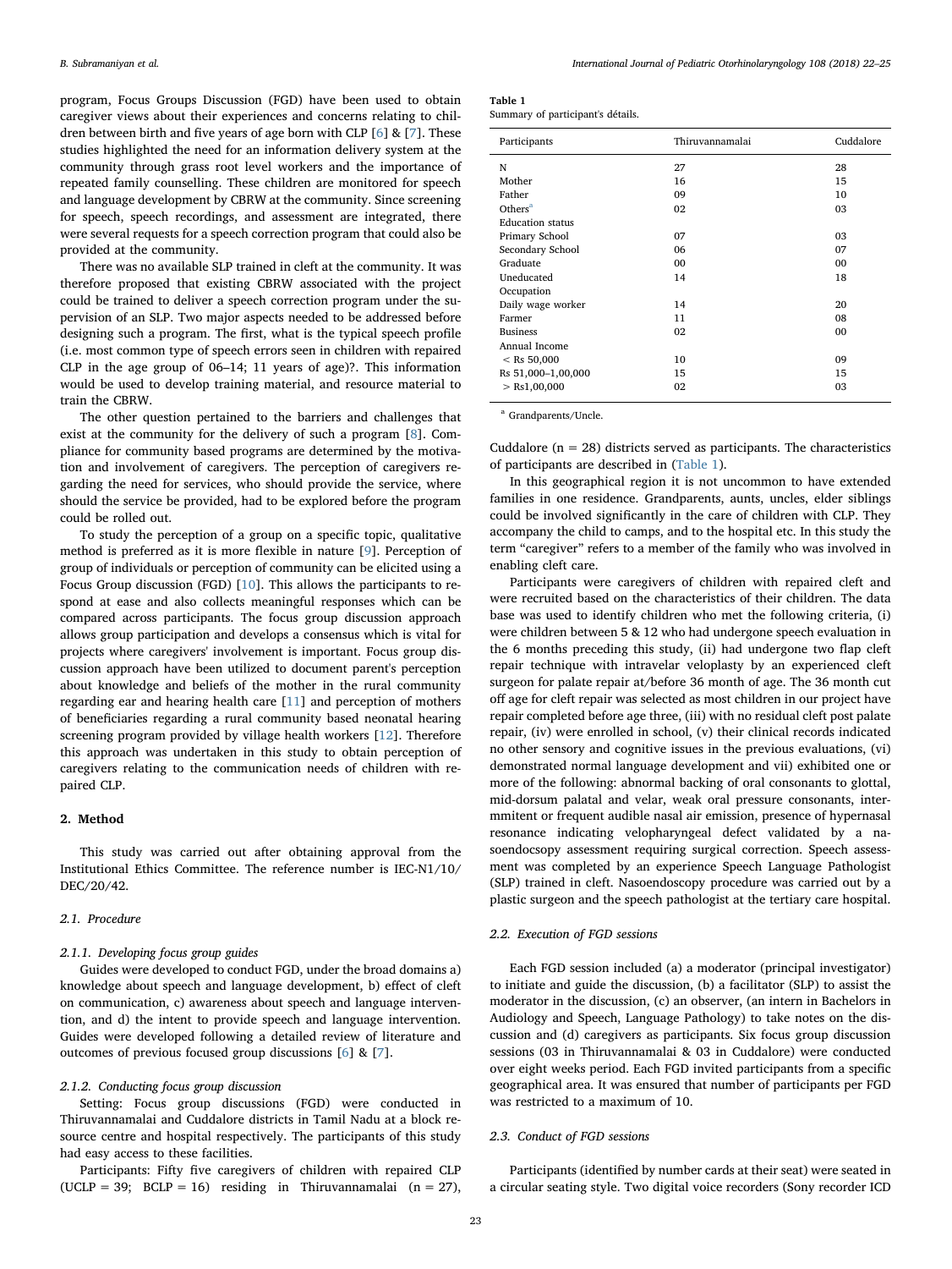program, Focus Groups Discussion (FGD) have been used to obtain caregiver views about their experiences and concerns relating to children between birth and five years of age born with CLP [6] & [7]. These studies highlighted the need for an information delivery system at the community through grass root level workers and the importance of repeated family counselling. These children are monitored for speech and language development by CBRW at the community. Since screening for speech, speech recordings, and assessment are integrated, there were several requests for a speech correction program that could also be provided at the community.

There was no available SLP trained in cleft at the community. It was therefore proposed that existing CBRW associated with the project could be trained to deliver a speech correction program under the supervision of an SLP. Two major aspects needed to be addressed before designing such a program. The first, what is the typical speech profile (i.e. most common type of speech errors seen in children with repaired CLP in the age group of 06–14; 11 years of age)?. This information would be used to develop training material, and resource material to train the CBRW.

The other question pertained to the barriers and challenges that exist at the community for the delivery of such a program [8]. Compliance for community based programs are determined by the motivation and involvement of caregivers. The perception of caregivers regarding the need for services, who should provide the service, where should the service be provided, had to be explored before the program could be rolled out.

To study the perception of a group on a specific topic, qualitative method is preferred as it is more flexible in nature [9]. Perception of group of individuals or perception of community can be elicited using a Focus Group discussion (FGD) [10]. This allows the participants to respond at ease and also collects meaningful responses which can be compared across participants. The focus group discussion approach allows group participation and develops a consensus which is vital for projects where caregivers' involvement is important. Focus group discussion approach have been utilized to document parent's perception about knowledge and beliefs of the mother in the rural community regarding ear and hearing health care [11] and perception of mothers of beneficiaries regarding a rural community based neonatal hearing screening program provided by village health workers [12]. Therefore this approach was undertaken in this study to obtain perception of caregivers relating to the communication needs of children with repaired CLP.

## 2. Method

This study was carried out after obtaining approval from the Institutional Ethics Committee. The reference number is IEC-N1/10/DEC/20/42.

### 2.1. Procedure

#### 2.1.1. Developing focus group guides

Guides were developed to conduct FGD, under the broad domains a) knowledge about speech and language development, b) effect of cleft on communication, c) awareness about speech and language intervention, and d) the intent to provide speech and language intervention. Guides were developed following a detailed review of literature and outcomes of previous focused group discussions [6] & [7].

#### 2.1.2. Conducting focus group discussion

Setting: Focus group discussions (FGD) were conducted in Thiruvannamalai and Cuddalore districts in Tamil Nadu at a block resource centre and hospital respectively. The participants of this study had easy access to these facilities.

Participants: Fifty five caregivers of children with repaired CLP (UCLP = 39; BCLP = 16) residing in Thiruvannamalai (n = 27), Cuddalore (n = 28) districts served as participants. The characteristics of participants are described in (Table 1).

**Table 1**
Summary of participant's détails.

| Participants | Thiruvannamalai | Cuddalore |
|---|---|---|
| N | 27 | 28 |
| Mother | 16 | 15 |
| Father | 09 | 10 |
| Others[a] | 02 | 03 |
| Education status | | |
| Primary School | 07 | 03 |
| Secondary School | 06 | 07 |
| Graduate | 00 | 00 |
| Uneducated | 14 | 18 |
| Occupation | | |
| Daily wage worker | 14 | 20 |
| Farmer | 11 | 08 |
| Business | 02 | 00 |
| Annual Income | | |
| < Rs 50,000 | 10 | 09 |
| Rs 51,000–1,00,000 | 15 | 15 |
| > Rs1,00,000 | 02 | 03 |

[a] Grandparents/Uncle.

In this geographical region it is not uncommon to have extended families in one residence. Grandparents, aunts, uncles, elder siblings could be involved significantly in the care of children with CLP. They accompany the child to camps, and to the hospital etc. In this study the term "caregiver" refers to a member of the family who was involved in enabling cleft care.

Participants were caregivers of children with repaired cleft and were recruited based on the characteristics of their children. The data base was used to identify children who met the following criteria, (i) were children between 5 & 12 who had undergone speech evaluation in the 6 months preceding this study, (ii) had undergone two flap cleft repair technique with intravelar veloplasty by an experienced cleft surgeon for palate repair at/before 36 month of age. The 36 month cut off age for cleft repair was selected as most children in our project have repair completed before age three, (iii) with no residual cleft post palate repair, (iv) were enrolled in school, (v) their clinical records indicated no other sensory and cognitive issues in the previous evaluations, (vi) demonstrated normal language development and vii) exhibited one or more of the following: abnormal backing of oral consonants to glottal, mid-dorsum palatal and velar, weak oral pressure consonants, intermmitent or frequent audible nasal air emission, presence of hypernasal resonance indicating velopharyngeal defect validated by a nasoendocsopy assessment requiring surgical correction. Speech assessment was completed by an experience Speech Language Pathologist (SLP) trained in cleft. Nasoendoscopy procedure was carried out by a plastic surgeon and the speech pathologist at the tertiary care hospital.

### 2.2. Execution of FGD sessions

Each FGD session included (a) a moderator (principal investigator) to initiate and guide the discussion, (b) a facilitator (SLP) to assist the moderator in the discussion, (c) an observer, (an intern in Bachelors in Audiology and Speech, Language Pathology) to take notes on the discussion and (d) caregivers as participants. Six focus group discussion sessions (03 in Thiruvannamalai & 03 in Cuddalore) were conducted over eight weeks period. Each FGD invited participants from a specific geographical area. It was ensured that number of participants per FGD was restricted to a maximum of 10.

### 2.3. Conduct of FGD sessions

Participants (identified by number cards at their seat) were seated in a circular seating style. Two digital voice recorders (Sony recorder ICD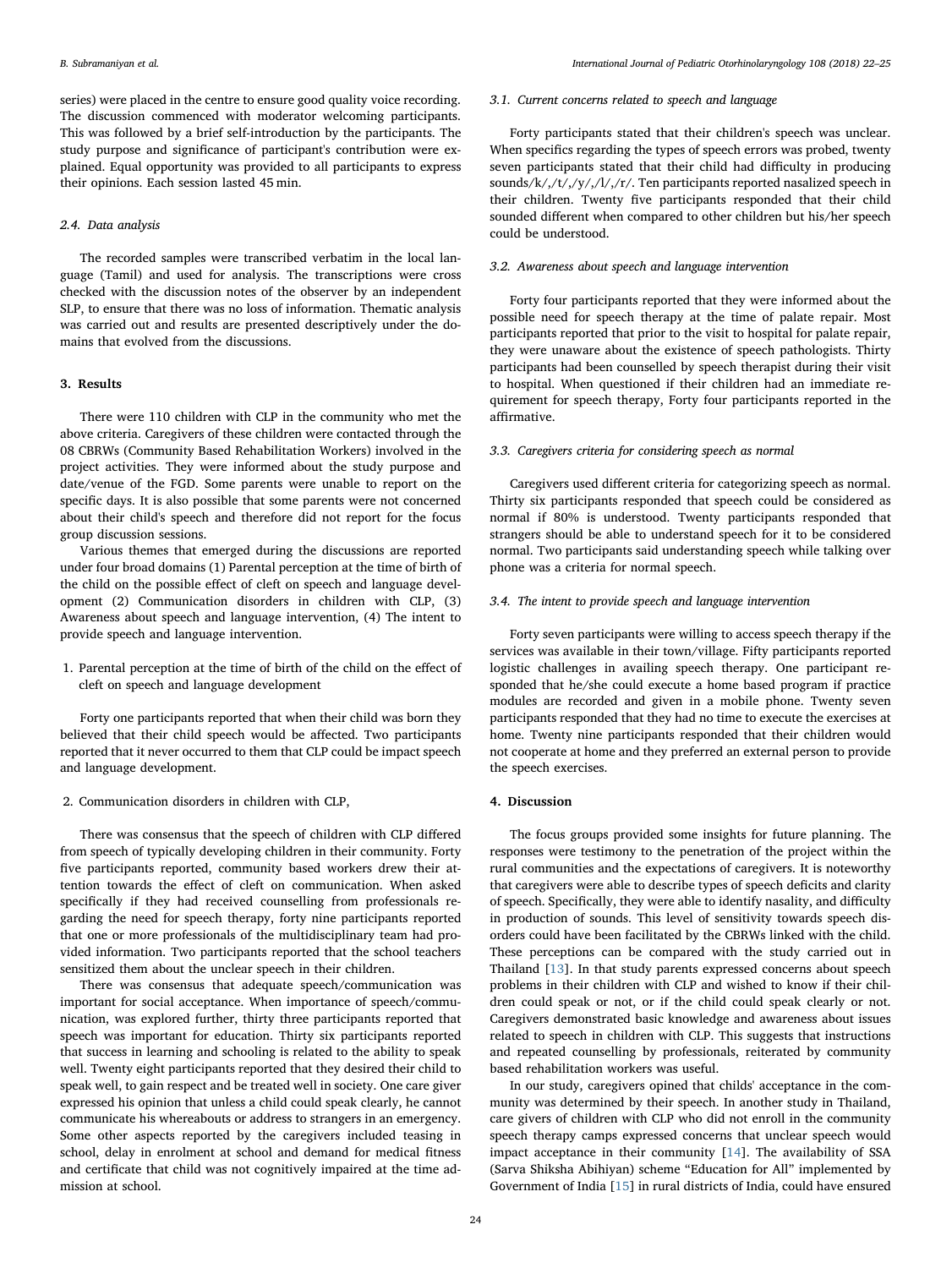series) were placed in the centre to ensure good quality voice recording. The discussion commenced with moderator welcoming participants. This was followed by a brief self-introduction by the participants. The study purpose and significance of participant's contribution were explained. Equal opportunity was provided to all participants to express their opinions. Each session lasted 45 min.

### 2.4. Data analysis

The recorded samples were transcribed verbatim in the local language (Tamil) and used for analysis. The transcriptions were cross checked with the discussion notes of the observer by an independent SLP, to ensure that there was no loss of information. Thematic analysis was carried out and results are presented descriptively under the domains that evolved from the discussions.

## 3. Results

There were 110 children with CLP in the community who met the above criteria. Caregivers of these children were contacted through the 08 CBRWs (Community Based Rehabilitation Workers) involved in the project activities. They were informed about the study purpose and date/venue of the FGD. Some parents were unable to report on the specific days. It is also possible that some parents were not concerned about their child's speech and therefore did not report for the focus group discussion sessions.

Various themes that emerged during the discussions are reported under four broad domains (1) Parental perception at the time of birth of the child on the possible effect of cleft on speech and language development (2) Communication disorders in children with CLP, (3) Awareness about speech and language intervention, (4) The intent to provide speech and language intervention.

1. Parental perception at the time of birth of the child on the effect of cleft on speech and language development

Forty one participants reported that when their child was born they believed that their child speech would be affected. Two participants reported that it never occurred to them that CLP could be impact speech and language development.

2. Communication disorders in children with CLP,

There was consensus that the speech of children with CLP differed from speech of typically developing children in their community. Forty five participants reported, community based workers drew their attention towards the effect of cleft on communication. When asked specifically if they had received counselling from professionals regarding the need for speech therapy, forty nine participants reported that one or more professionals of the multidisciplinary team had provided information. Two participants reported that the school teachers sensitized them about the unclear speech in their children.

There was consensus that adequate speech/communication was important for social acceptance. When importance of speech/communication, was explored further, thirty three participants reported that speech was important for education. Thirty six participants reported that success in learning and schooling is related to the ability to speak well. Twenty eight participants reported that they desired their child to speak well, to gain respect and be treated well in society. One care giver expressed his opinion that unless a child could speak clearly, he cannot communicate his whereabouts or address to strangers in an emergency. Some other aspects reported by the caregivers included teasing in school, delay in enrolment at school and demand for medical fitness and certificate that child was not cognitively impaired at the time admission at school.

### 3.1. Current concerns related to speech and language

Forty participants stated that their children's speech was unclear. When specifics regarding the types of speech errors was probed, twenty seven participants stated that their child had difficulty in producing sounds/k/,/t/,/y/,/l/,/r/. Ten participants reported nasalized speech in their children. Twenty five participants responded that their child sounded different when compared to other children but his/her speech could be understood.

### 3.2. Awareness about speech and language intervention

Forty four participants reported that they were informed about the possible need for speech therapy at the time of palate repair. Most participants reported that prior to the visit to hospital for palate repair, they were unaware about the existence of speech pathologists. Thirty participants had been counselled by speech therapist during their visit to hospital. When questioned if their children had an immediate requirement for speech therapy, Forty four participants reported in the affirmative.

### 3.3. Caregivers criteria for considering speech as normal

Caregivers used different criteria for categorizing speech as normal. Thirty six participants responded that speech could be considered as normal if 80% is understood. Twenty participants responded that strangers should be able to understand speech for it to be considered normal. Two participants said understanding speech while talking over phone was a criteria for normal speech.

### 3.4. The intent to provide speech and language intervention

Forty seven participants were willing to access speech therapy if the services was available in their town/village. Fifty participants reported logistic challenges in availing speech therapy. One participant responded that he/she could execute a home based program if practice modules are recorded and given in a mobile phone. Twenty seven participants responded that they had no time to execute the exercises at home. Twenty nine participants responded that their children would not cooperate at home and they preferred an external person to provide the speech exercises.

## 4. Discussion

The focus groups provided some insights for future planning. The responses were testimony to the penetration of the project within the rural communities and the expectations of caregivers. It is noteworthy that caregivers were able to describe types of speech deficits and clarity of speech. Specifically, they were able to identify nasality, and difficulty in production of sounds. This level of sensitivity towards speech disorders could have been facilitated by the CBRWs linked with the child. These perceptions can be compared with the study carried out in Thailand [13]. In that study parents expressed concerns about speech problems in their children with CLP and wished to know if their children could speak or not, or if the child could speak clearly or not. Caregivers demonstrated basic knowledge and awareness about issues related to speech in children with CLP. This suggests that instructions and repeated counselling by professionals, reiterated by community based rehabilitation workers was useful.

In our study, caregivers opined that childs' acceptance in the community was determined by their speech. In another study in Thailand, care givers of children with CLP who did not enroll in the community speech therapy camps expressed concerns that unclear speech would impact acceptance in their community [14]. The availability of SSA (Sarva Shiksha Abhiyan) scheme "Education for All" implemented by Government of India [15] in rural districts of India, could have ensured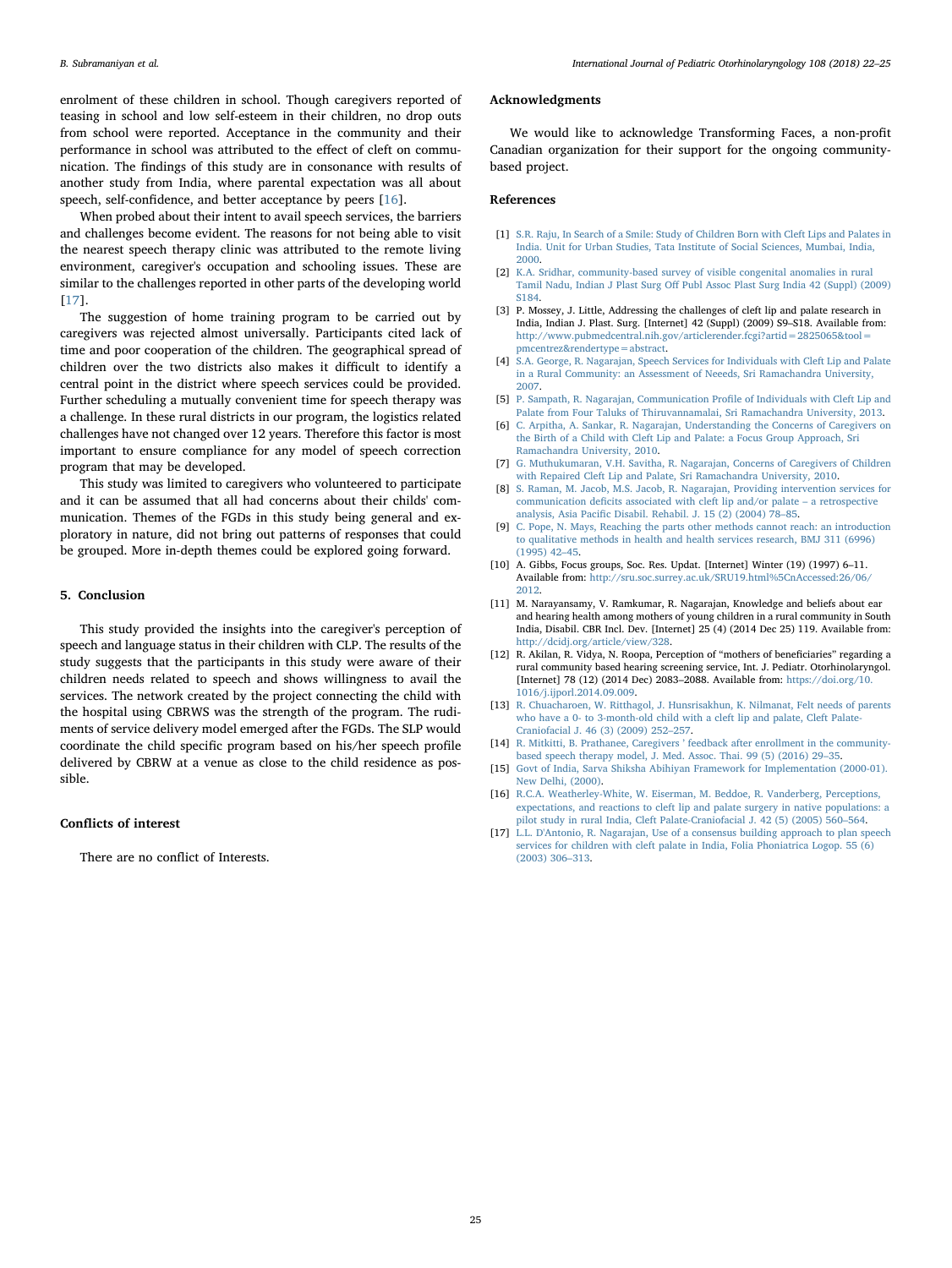enrolment of these children in school. Though caregivers reported of teasing in school and low self-esteem in their children, no drop outs from school were reported. Acceptance in the community and their performance in school was attributed to the effect of cleft on communication. The findings of this study are in consonance with results of another study from India, where parental expectation was all about speech, self-confidence, and better acceptance by peers [16].

When probed about their intent to avail speech services, the barriers and challenges become evident. The reasons for not being able to visit the nearest speech therapy clinic was attributed to the remote living environment, caregiver's occupation and schooling issues. These are similar to the challenges reported in other parts of the developing world [17].

The suggestion of home training program to be carried out by caregivers was rejected almost universally. Participants cited lack of time and poor cooperation of the children. The geographical spread of children over the two districts also makes it difficult to identify a central point in the district where speech services could be provided. Further scheduling a mutually convenient time for speech therapy was a challenge. In these rural districts in our program, the logistics related challenges have not changed over 12 years. Therefore this factor is most important to ensure compliance for any model of speech correction program that may be developed.

This study was limited to caregivers who volunteered to participate and it can be assumed that all had concerns about their childs' communication. Themes of the FGDs in this study being general and exploratory in nature, did not bring out patterns of responses that could be grouped. More in-depth themes could be explored going forward.

## 5. Conclusion

This study provided the insights into the caregiver's perception of speech and language status in their children with CLP. The results of the study suggests that the participants in this study were aware of their children needs related to speech and shows willingness to avail the services. The network created by the project connecting the child with the hospital using CBRWS was the strength of the program. The rudiments of service delivery model emerged after the FGDs. The SLP would coordinate the child specific program based on his/her speech profile delivered by CBRW at a venue as close to the child residence as possible.

## Conflicts of interest

There are no conflict of Interests.

## Acknowledgments

We would like to acknowledge Transforming Faces, a non-profit Canadian organization for their support for the ongoing community-based project.

## References

[1] S.R. Raju, In Search of a Smile: Study of Children Born with Cleft Lips and Palates in India. Unit for Urban Studies, Tata Institute of Social Sciences, Mumbai, India, 2000.

[2] K.A. Sridhar, community-based survey of visible congenital anomalies in rural Tamil Nadu, Indian J Plast Surg Off Publ Assoc Plast Surg India 42 (Suppl) (2009) S184.

[3] P. Mossey, J. Little, Addressing the challenges of cleft lip and palate research in India, Indian J. Plast. Surg. [Internet] 42 (Suppl) (2009) S9–S18. Available from: http://www.pubmedcentral.nih.gov/articlerender.fcgi?artid=2825065&tool=pmcentrez&rendertype=abstract.

[4] S.A. George, R. Nagarajan, Speech Services for Individuals with Cleft Lip and Palate in a Rural Community: an Assessment of Neeeds, Sri Ramachandra University, 2007.

[5] P. Sampath, R. Nagarajan, Communication Profile of Individuals with Cleft Lip and Palate from Four Taluks of Thiruvannamalai, Sri Ramachandra University, 2013.

[6] C. Arpitha, A. Sankar, R. Nagarajan, Understanding the Concerns of Caregivers on the Birth of a Child with Cleft Lip and Palate: a Focus Group Approach, Sri Ramachandra University, 2010.

[7] G. Muthukumaran, V.H. Savitha, R. Nagarajan, Concerns of Caregivers of Children with Repaired Cleft Lip and Palate, Sri Ramachandra University, 2010.

[8] S. Raman, M. Jacob, M.S. Jacob, R. Nagarajan, Providing intervention services for communication deficits associated with cleft lip and/or palate – a retrospective analysis, Asia Pacific Disabil. Rehabil. J. 15 (2) (2004) 78–85.

[9] C. Pope, N. Mays, Reaching the parts other methods cannot reach: an introduction to qualitative methods in health and health services research, BMJ 311 (6996) (1995) 42–45.

[10] A. Gibbs, Focus groups, Soc. Res. Updat. [Internet] Winter (19) (1997) 6–11. Available from: http://sru.soc.surrey.ac.uk/SRU19.html%5CnAccessed:26/06/2012.

[11] M. Narayansamy, V. Ramkumar, R. Nagarajan, Knowledge and beliefs about ear and hearing health among mothers of young children in a rural community in South India, Disabil. CBR Incl. Dev. [Internet] 25 (4) (2014 Dec 25) 119. Available from: http://dcidj.org/article/view/328.

[12] R. Akilan, R. Vidya, N. Roopa, Perception of "mothers of beneficiaries" regarding a rural community based hearing screening service, Int. J. Pediatr. Otorhinolaryngol. [Internet] 78 (12) (2014 Dec) 2083–2088. Available from: https://doi.org/10.1016/j.ijporl.2014.09.009.

[13] R. Chuacharoen, W. Ritthagol, J. Hunsrisakhun, K. Nilmanat, Felt needs of parents who have a 0- to 3-month-old child with a cleft lip and palate, Cleft Palate-Craniofacial J. 46 (3) (2009) 252–257.

[14] R. Mitkitti, B. Prathanee, Caregivers ' feedback after enrollment in the community-based speech therapy model, J. Med. Assoc. Thai. 99 (5) (2016) 29–35.

[15] Govt of India, Sarva Shiksha Abihiyan Framework for Implementation (2000-01). New Delhi, (2000).

[16] R.C.A. Weatherley-White, W. Eiserman, M. Beddoe, R. Vanderberg, Perceptions, expectations, and reactions to cleft lip and palate surgery in native populations: a pilot study in rural India, Cleft Palate-Craniofacial J. 42 (5) (2005) 560–564.

[17] L.L. D'Antonio, R. Nagarajan, Use of a consensus building approach to plan speech services for children with cleft palate in India, Folia Phoniatrica Logop. 55 (6) (2003) 306–313.